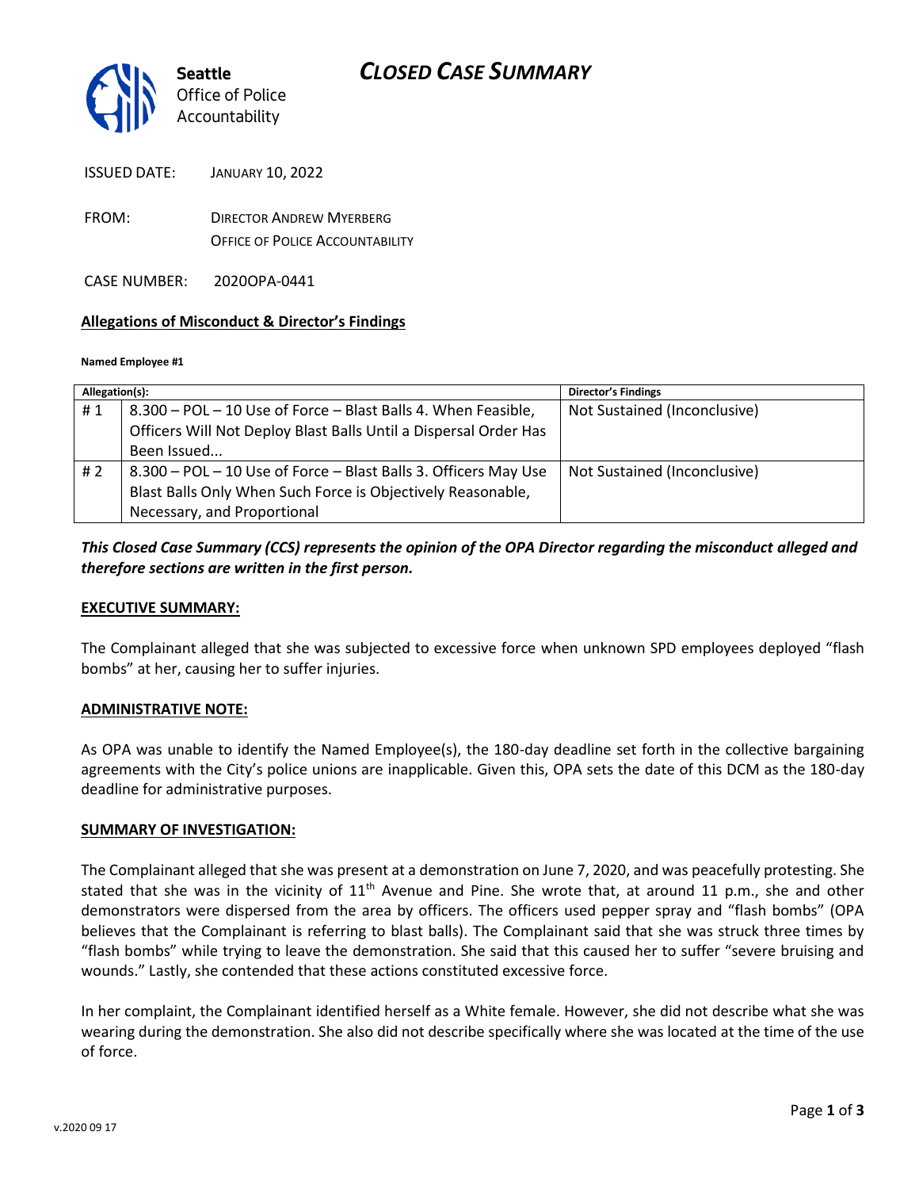Seattle
Office of Police
Accountability

# CLOSED CASE SUMMARY

ISSUED DATE: JANUARY 10, 2022

FROM: DIRECTOR ANDREW MYERBERG
OFFICE OF POLICE ACCOUNTABILITY

CASE NUMBER: 2020OPA-0441

**Allegations of Misconduct & Director's Findings**

**Named Employee #1**

| Allegation(s): | | Director's Findings |
|---|---|---|
| # 1 | 8.300 – POL – 10 Use of Force – Blast Balls 4. When Feasible, Officers Will Not Deploy Blast Balls Until a Dispersal Order Has Been Issued... | Not Sustained (Inconclusive) |
| # 2 | 8.300 – POL – 10 Use of Force – Blast Balls 3. Officers May Use Blast Balls Only When Such Force is Objectively Reasonable, Necessary, and Proportional | Not Sustained (Inconclusive) |

***This Closed Case Summary (CCS) represents the opinion of the OPA Director regarding the misconduct alleged and therefore sections are written in the first person.***

**EXECUTIVE SUMMARY:**

The Complainant alleged that she was subjected to excessive force when unknown SPD employees deployed "flash bombs" at her, causing her to suffer injuries.

**ADMINISTRATIVE NOTE:**

As OPA was unable to identify the Named Employee(s), the 180-day deadline set forth in the collective bargaining agreements with the City's police unions are inapplicable. Given this, OPA sets the date of this DCM as the 180-day deadline for administrative purposes.

**SUMMARY OF INVESTIGATION:**

The Complainant alleged that she was present at a demonstration on June 7, 2020, and was peacefully protesting. She stated that she was in the vicinity of 11th Avenue and Pine. She wrote that, at around 11 p.m., she and other demonstrators were dispersed from the area by officers. The officers used pepper spray and "flash bombs" (OPA believes that the Complainant is referring to blast balls). The Complainant said that she was struck three times by "flash bombs" while trying to leave the demonstration. She said that this caused her to suffer "severe bruising and wounds." Lastly, she contended that these actions constituted excessive force.

In her complaint, the Complainant identified herself as a White female. However, she did not describe what she was wearing during the demonstration. She also did not describe specifically where she was located at the time of the use of force.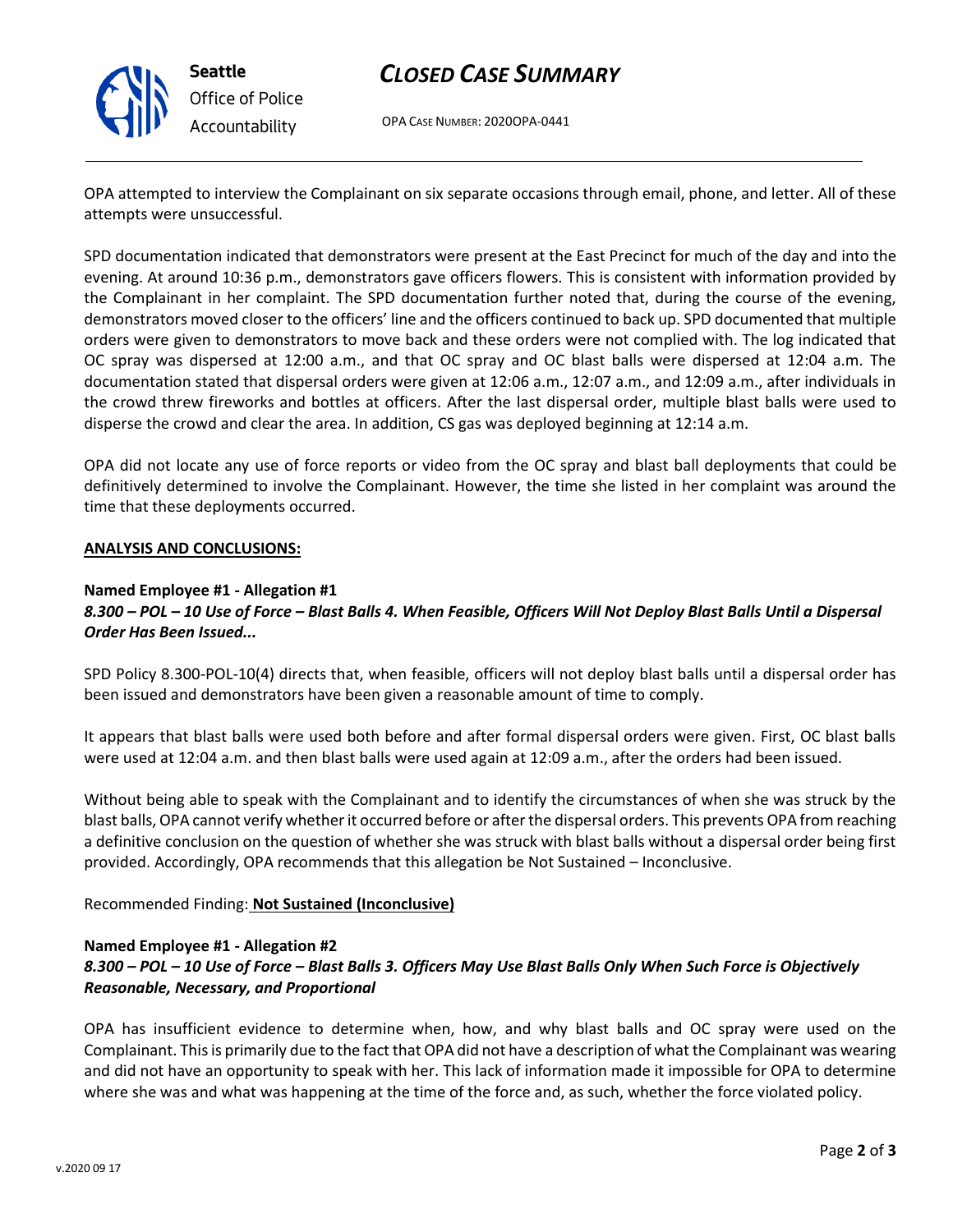OPA attempted to interview the Complainant on six separate occasions through email, phone, and letter. All of these attempts were unsuccessful.

SPD documentation indicated that demonstrators were present at the East Precinct for much of the day and into the evening. At around 10:36 p.m., demonstrators gave officers flowers. This is consistent with information provided by the Complainant in her complaint. The SPD documentation further noted that, during the course of the evening, demonstrators moved closer to the officers' line and the officers continued to back up. SPD documented that multiple orders were given to demonstrators to move back and these orders were not complied with. The log indicated that OC spray was dispersed at 12:00 a.m., and that OC spray and OC blast balls were dispersed at 12:04 a.m. The documentation stated that dispersal orders were given at 12:06 a.m., 12:07 a.m., and 12:09 a.m., after individuals in the crowd threw fireworks and bottles at officers. After the last dispersal order, multiple blast balls were used to disperse the crowd and clear the area. In addition, CS gas was deployed beginning at 12:14 a.m.

OPA did not locate any use of force reports or video from the OC spray and blast ball deployments that could be definitively determined to involve the Complainant. However, the time she listed in her complaint was around the time that these deployments occurred.

**ANALYSIS AND CONCLUSIONS:**

**Named Employee #1 - Allegation #1**
***8.300 – POL – 10 Use of Force – Blast Balls 4. When Feasible, Officers Will Not Deploy Blast Balls Until a Dispersal Order Has Been Issued...***

SPD Policy 8.300-POL-10(4) directs that, when feasible, officers will not deploy blast balls until a dispersal order has been issued and demonstrators have been given a reasonable amount of time to comply.

It appears that blast balls were used both before and after formal dispersal orders were given. First, OC blast balls were used at 12:04 a.m. and then blast balls were used again at 12:09 a.m., after the orders had been issued.

Without being able to speak with the Complainant and to identify the circumstances of when she was struck by the blast balls, OPA cannot verify whether it occurred before or after the dispersal orders. This prevents OPA from reaching a definitive conclusion on the question of whether she was struck with blast balls without a dispersal order being first provided. Accordingly, OPA recommends that this allegation be Not Sustained – Inconclusive.

Recommended Finding: **Not Sustained (Inconclusive)**

**Named Employee #1 - Allegation #2**
***8.300 – POL – 10 Use of Force – Blast Balls 3. Officers May Use Blast Balls Only When Such Force is Objectively Reasonable, Necessary, and Proportional***

OPA has insufficient evidence to determine when, how, and why blast balls and OC spray were used on the Complainant. This is primarily due to the fact that OPA did not have a description of what the Complainant was wearing and did not have an opportunity to speak with her. This lack of information made it impossible for OPA to determine where she was and what was happening at the time of the force and, as such, whether the force violated policy.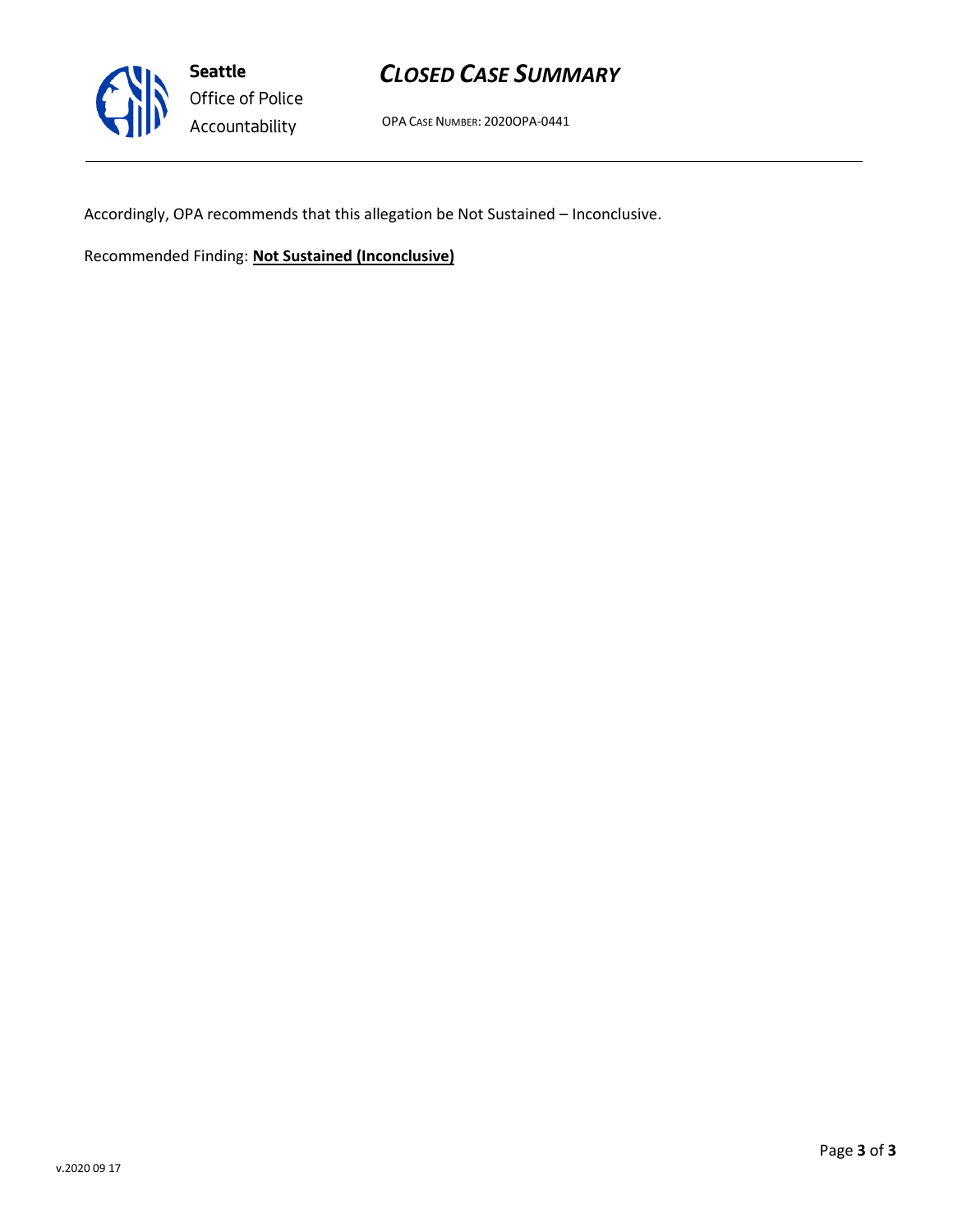Accordingly, OPA recommends that this allegation be Not Sustained – Inconclusive.

Recommended Finding: **Not Sustained (Inconclusive)**